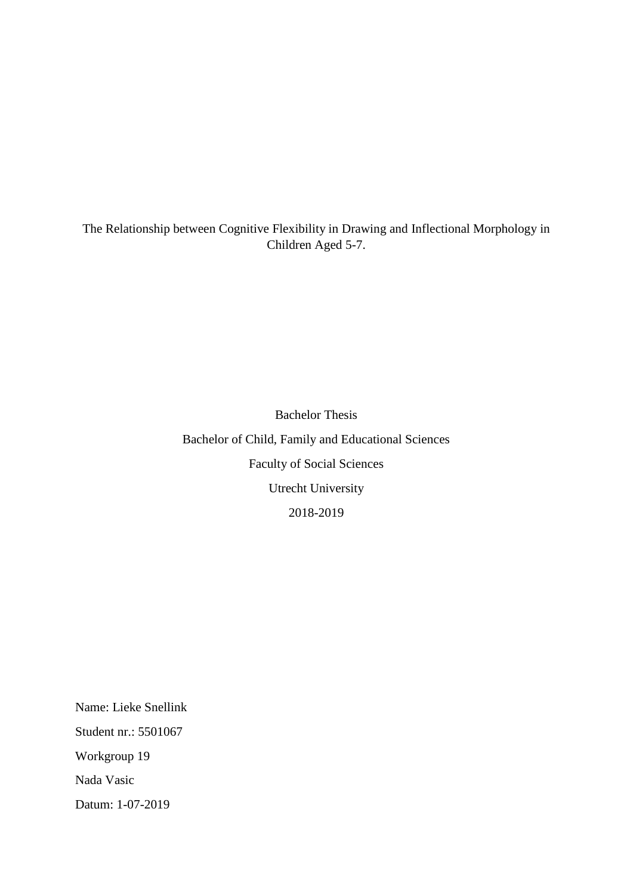# The Relationship between Cognitive Flexibility in Drawing and Inflectional Morphology in Children Aged 5-7.

Bachelor Thesis

Bachelor of Child, Family and Educational Sciences

Faculty of Social Sciences

Utrecht University

2018-2019

Name: Lieke Snellink

Student nr.: 5501067

Workgroup 19

Nada Vasic

Datum: 1-07-2019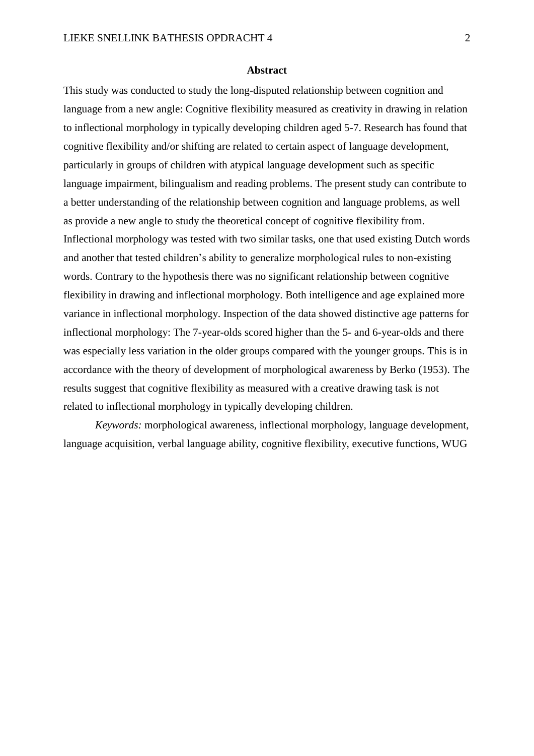## Abstract

This study was conducted to study the long-disputed relationship between cognition and language from a new angle: Cognitive flexibility measured as creativity in drawing in relation to inflectional morphology in typically developing children aged 5-7. Research has found that cognitive flexibility and/or shifting are related to certain aspect of language development, particularly in groups of children with atypical language development such as specific language impairment, bilingualism and reading problems. The present study can contribute to a better understanding of the relationship between cognition and language problems, as well as provide a new angle to study the theoretical concept of cognitive flexibility from. Inflectional morphology was tested with two similar tasks, one that used existing Dutch words and another that tested children's ability to generalize morphological rules to non-existing words. Contrary to the hypothesis there was no significant relationship between cognitive flexibility in drawing and inflectional morphology. Both intelligence and age explained more variance in inflectional morphology. Inspection of the data showed distinctive age patterns for inflectional morphology: The 7-year-olds scored higher than the 5- and 6-year-olds and there was especially less variation in the older groups compared with the younger groups. This is in accordance with the theory of development of morphological awareness by Berko (1953). The results suggest that cognitive flexibility as measured with a creative drawing task is not related to inflectional morphology in typically developing children.

*Keywords:* morphological awareness, inflectional morphology, language development, language acquisition, verbal language ability, cognitive flexibility, executive functions, WUG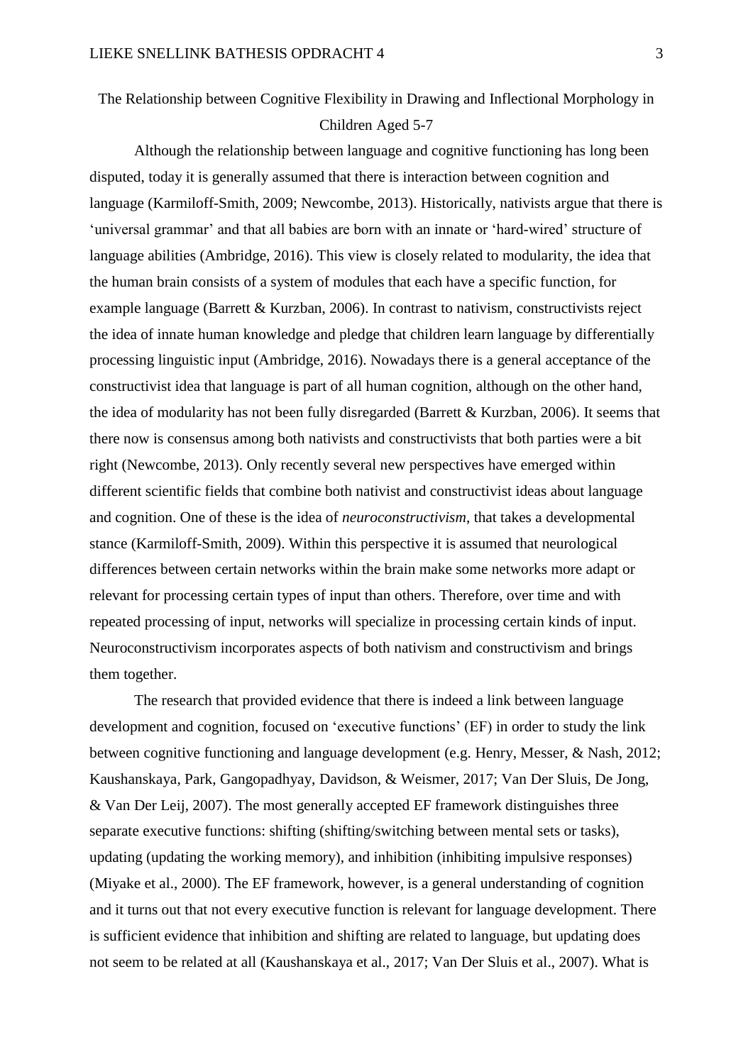The Relationship between Cognitive Flexibility in Drawing and Inflectional Morphology in Children Aged 5-7

Although the relationship between language and cognitive functioning has long been disputed, today it is generally assumed that there is interaction between cognition and language (Karmiloff-Smith, 2009; Newcombe, 2013). Historically, nativists argue that there is 'universal grammar' and that all babies are born with an innate or 'hard-wired' structure of language abilities (Ambridge, 2016). This view is closely related to modularity, the idea that the human brain consists of a system of modules that each have a specific function, for example language (Barrett & Kurzban, 2006). In contrast to nativism, constructivists reject the idea of innate human knowledge and pledge that children learn language by differentially processing linguistic input (Ambridge, 2016). Nowadays there is a general acceptance of the constructivist idea that language is part of all human cognition, although on the other hand, the idea of modularity has not been fully disregarded (Barrett & Kurzban, 2006). It seems that there now is consensus among both nativists and constructivists that both parties were a bit right (Newcombe, 2013). Only recently several new perspectives have emerged within different scientific fields that combine both nativist and constructivist ideas about language and cognition. One of these is the idea of *neuroconstructivism*, that takes a developmental stance (Karmiloff-Smith, 2009). Within this perspective it is assumed that neurological differences between certain networks within the brain make some networks more adapt or relevant for processing certain types of input than others. Therefore, over time and with repeated processing of input, networks will specialize in processing certain kinds of input. Neuroconstructivism incorporates aspects of both nativism and constructivism and brings them together.

The research that provided evidence that there is indeed a link between language development and cognition, focused on 'executive functions' (EF) in order to study the link between cognitive functioning and language development (e.g. Henry, Messer, & Nash, 2012; Kaushanskaya, Park, Gangopadhyay, Davidson, & Weismer, 2017; Van Der Sluis, De Jong, & Van Der Leij, 2007). The most generally accepted EF framework distinguishes three separate executive functions: shifting (shifting/switching between mental sets or tasks), updating (updating the working memory), and inhibition (inhibiting impulsive responses) (Miyake et al., 2000). The EF framework, however, is a general understanding of cognition and it turns out that not every executive function is relevant for language development. There is sufficient evidence that inhibition and shifting are related to language, but updating does not seem to be related at all (Kaushanskaya et al., 2017; Van Der Sluis et al., 2007). What is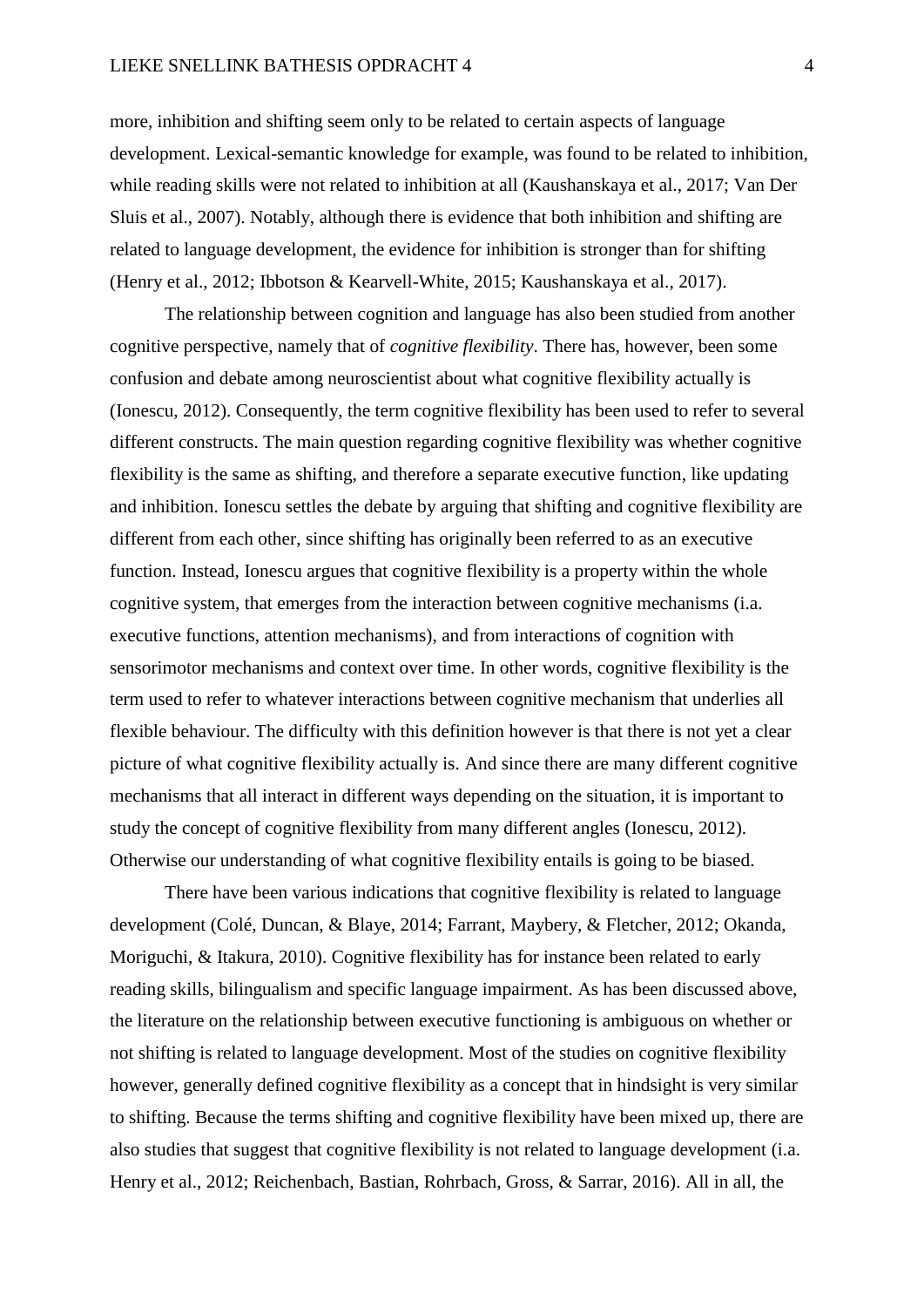more, inhibition and shifting seem only to be related to certain aspects of language development. Lexical-semantic knowledge for example, was found to be related to inhibition, while reading skills were not related to inhibition at all (Kaushanskaya et al., 2017; Van Der Sluis et al., 2007). Notably, although there is evidence that both inhibition and shifting are related to language development, the evidence for inhibition is stronger than for shifting (Henry et al., 2012; Ibbotson & Kearvell-White, 2015; Kaushanskaya et al., 2017).

The relationship between cognition and language has also been studied from another cognitive perspective, namely that of *cognitive flexibility*. There has, however, been some confusion and debate among neuroscientist about what cognitive flexibility actually is (Ionescu, 2012). Consequently, the term cognitive flexibility has been used to refer to several different constructs. The main question regarding cognitive flexibility was whether cognitive flexibility is the same as shifting, and therefore a separate executive function, like updating and inhibition. Ionescu settles the debate by arguing that shifting and cognitive flexibility are different from each other, since shifting has originally been referred to as an executive function. Instead, Ionescu argues that cognitive flexibility is a property within the whole cognitive system, that emerges from the interaction between cognitive mechanisms (i.a. executive functions, attention mechanisms), and from interactions of cognition with sensorimotor mechanisms and context over time. In other words, cognitive flexibility is the term used to refer to whatever interactions between cognitive mechanism that underlies all flexible behaviour. The difficulty with this definition however is that there is not yet a clear picture of what cognitive flexibility actually is. And since there are many different cognitive mechanisms that all interact in different ways depending on the situation, it is important to study the concept of cognitive flexibility from many different angles (Ionescu, 2012). Otherwise our understanding of what cognitive flexibility entails is going to be biased.

There have been various indications that cognitive flexibility is related to language development (Colé, Duncan, & Blaye, 2014; Farrant, Maybery, & Fletcher, 2012; Okanda, Moriguchi, & Itakura, 2010). Cognitive flexibility has for instance been related to early reading skills, bilingualism and specific language impairment. As has been discussed above, the literature on the relationship between executive functioning is ambiguous on whether or not shifting is related to language development. Most of the studies on cognitive flexibility however, generally defined cognitive flexibility as a concept that in hindsight is very similar to shifting. Because the terms shifting and cognitive flexibility have been mixed up, there are also studies that suggest that cognitive flexibility is not related to language development (i.a. Henry et al., 2012; Reichenbach, Bastian, Rohrbach, Gross, & Sarrar, 2016). All in all, the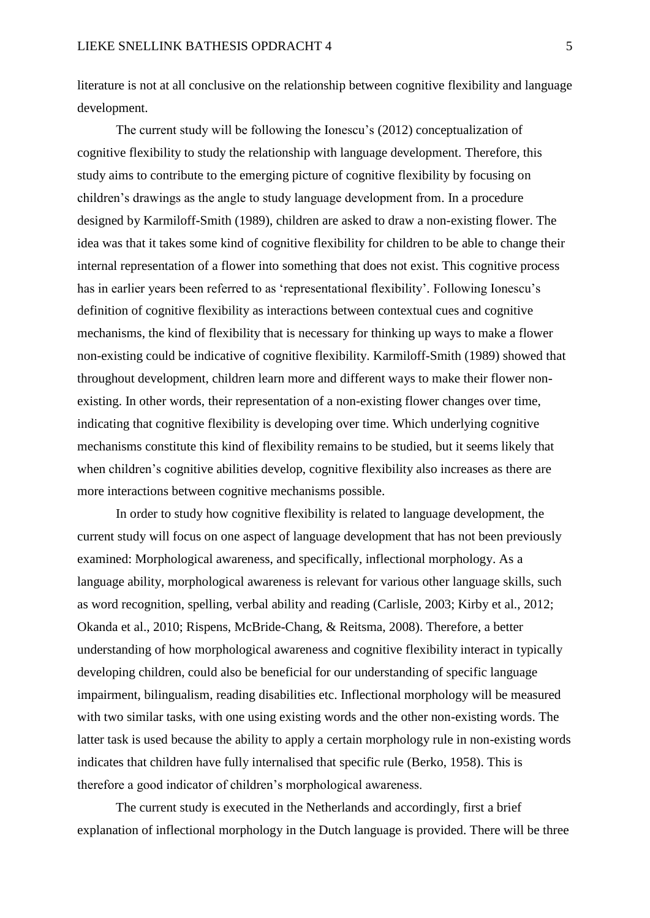literature is not at all conclusive on the relationship between cognitive flexibility and language development.

The current study will be following the Ionescu's (2012) conceptualization of cognitive flexibility to study the relationship with language development. Therefore, this study aims to contribute to the emerging picture of cognitive flexibility by focusing on children's drawings as the angle to study language development from. In a procedure designed by Karmiloff-Smith (1989), children are asked to draw a non-existing flower. The idea was that it takes some kind of cognitive flexibility for children to be able to change their internal representation of a flower into something that does not exist. This cognitive process has in earlier years been referred to as 'representational flexibility'. Following Ionescu's definition of cognitive flexibility as interactions between contextual cues and cognitive mechanisms, the kind of flexibility that is necessary for thinking up ways to make a flower non-existing could be indicative of cognitive flexibility. Karmiloff-Smith (1989) showed that throughout development, children learn more and different ways to make their flower non-existing. In other words, their representation of a non-existing flower changes over time, indicating that cognitive flexibility is developing over time. Which underlying cognitive mechanisms constitute this kind of flexibility remains to be studied, but it seems likely that when children's cognitive abilities develop, cognitive flexibility also increases as there are more interactions between cognitive mechanisms possible.

In order to study how cognitive flexibility is related to language development, the current study will focus on one aspect of language development that has not been previously examined: Morphological awareness, and specifically, inflectional morphology. As a language ability, morphological awareness is relevant for various other language skills, such as word recognition, spelling, verbal ability and reading (Carlisle, 2003; Kirby et al., 2012; Okanda et al., 2010; Rispens, McBride-Chang, & Reitsma, 2008). Therefore, a better understanding of how morphological awareness and cognitive flexibility interact in typically developing children, could also be beneficial for our understanding of specific language impairment, bilingualism, reading disabilities etc. Inflectional morphology will be measured with two similar tasks, with one using existing words and the other non-existing words. The latter task is used because the ability to apply a certain morphology rule in non-existing words indicates that children have fully internalised that specific rule (Berko, 1958). This is therefore a good indicator of children's morphological awareness.

The current study is executed in the Netherlands and accordingly, first a brief explanation of inflectional morphology in the Dutch language is provided. There will be three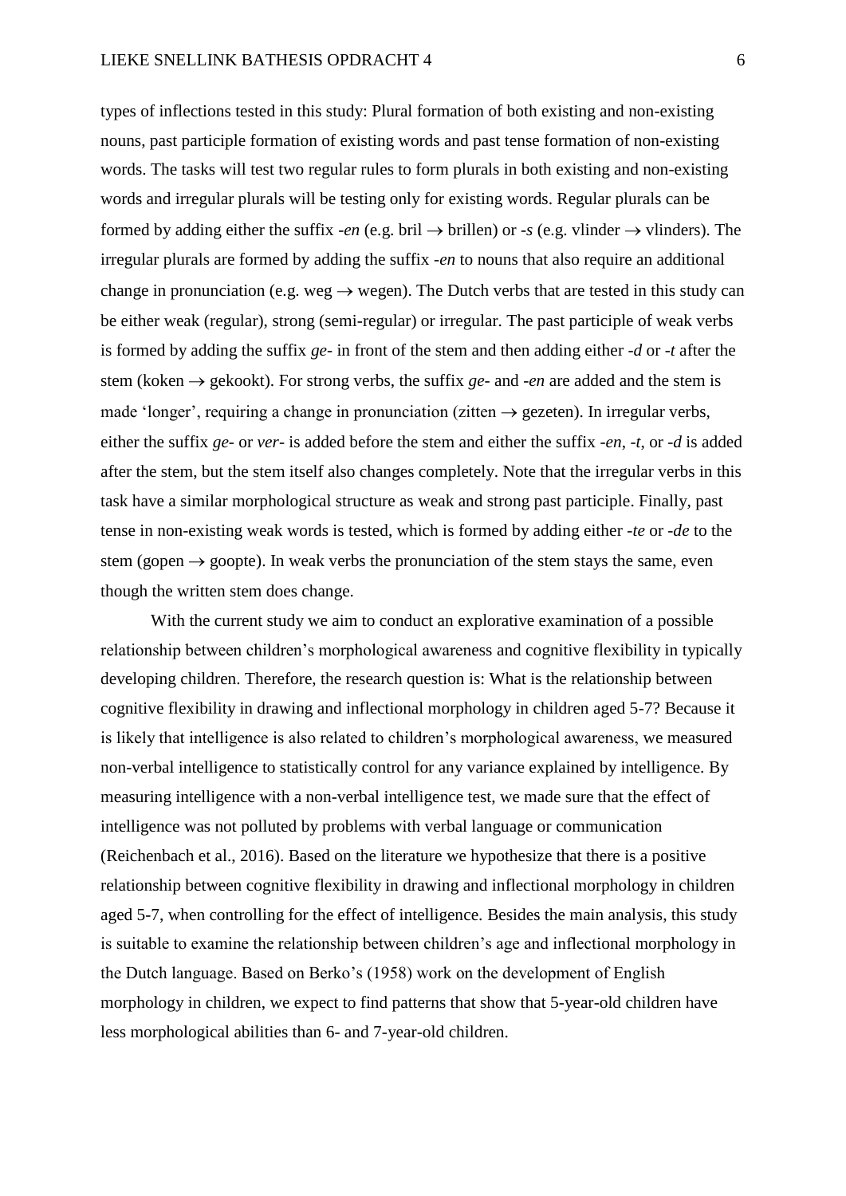types of inflections tested in this study: Plural formation of both existing and non-existing nouns, past participle formation of existing words and past tense formation of non-existing words. The tasks will test two regular rules to form plurals in both existing and non-existing words and irregular plurals will be testing only for existing words. Regular plurals can be formed by adding either the suffix -*en* (e.g. bril → brillen) or -*s* (e.g. vlinder → vlinders). The irregular plurals are formed by adding the suffix -*en* to nouns that also require an additional change in pronunciation (e.g. weg → wegen). The Dutch verbs that are tested in this study can be either weak (regular), strong (semi-regular) or irregular. The past participle of weak verbs is formed by adding the suffix *ge-* in front of the stem and then adding either -*d* or -*t* after the stem (koken → gekookt). For strong verbs, the suffix *ge-* and -*en* are added and the stem is made 'longer', requiring a change in pronunciation (zitten → gezeten). In irregular verbs, either the suffix *ge-* or *ver-* is added before the stem and either the suffix -*en*, -*t*, or -*d* is added after the stem, but the stem itself also changes completely. Note that the irregular verbs in this task have a similar morphological structure as weak and strong past participle. Finally, past tense in non-existing weak words is tested, which is formed by adding either -*te* or -*de* to the stem (gopen → goopte). In weak verbs the pronunciation of the stem stays the same, even though the written stem does change.

With the current study we aim to conduct an explorative examination of a possible relationship between children's morphological awareness and cognitive flexibility in typically developing children. Therefore, the research question is: What is the relationship between cognitive flexibility in drawing and inflectional morphology in children aged 5-7? Because it is likely that intelligence is also related to children's morphological awareness, we measured non-verbal intelligence to statistically control for any variance explained by intelligence. By measuring intelligence with a non-verbal intelligence test, we made sure that the effect of intelligence was not polluted by problems with verbal language or communication (Reichenbach et al., 2016). Based on the literature we hypothesize that there is a positive relationship between cognitive flexibility in drawing and inflectional morphology in children aged 5-7, when controlling for the effect of intelligence. Besides the main analysis, this study is suitable to examine the relationship between children's age and inflectional morphology in the Dutch language. Based on Berko's (1958) work on the development of English morphology in children, we expect to find patterns that show that 5-year-old children have less morphological abilities than 6- and 7-year-old children.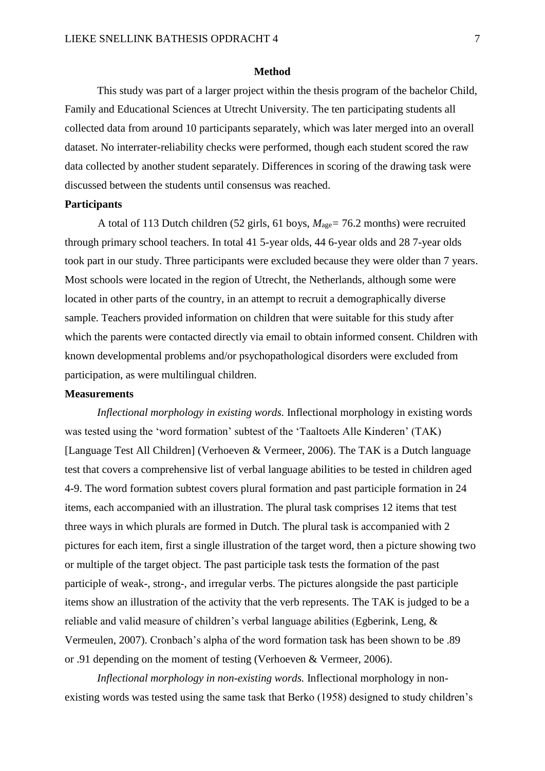# Method

This study was part of a larger project within the thesis program of the bachelor Child, Family and Educational Sciences at Utrecht University. The ten participating students all collected data from around 10 participants separately, which was later merged into an overall dataset. No interrater-reliability checks were performed, though each student scored the raw data collected by another student separately. Differences in scoring of the drawing task were discussed between the students until consensus was reached.

## Participants

A total of 113 Dutch children (52 girls, 61 boys, $M_{age}$ = 76.2 months) were recruited through primary school teachers. In total 41 5-year olds, 44 6-year olds and 28 7-year olds took part in our study. Three participants were excluded because they were older than 7 years. Most schools were located in the region of Utrecht, the Netherlands, although some were located in other parts of the country, in an attempt to recruit a demographically diverse sample. Teachers provided information on children that were suitable for this study after which the parents were contacted directly via email to obtain informed consent. Children with known developmental problems and/or psychopathological disorders were excluded from participation, as were multilingual children.

## Measurements

*Inflectional morphology in existing words.* Inflectional morphology in existing words was tested using the 'word formation' subtest of the 'Taaltoets Alle Kinderen' (TAK) [Language Test All Children] (Verhoeven & Vermeer, 2006). The TAK is a Dutch language test that covers a comprehensive list of verbal language abilities to be tested in children aged 4-9. The word formation subtest covers plural formation and past participle formation in 24 items, each accompanied with an illustration. The plural task comprises 12 items that test three ways in which plurals are formed in Dutch. The plural task is accompanied with 2 pictures for each item, first a single illustration of the target word, then a picture showing two or multiple of the target object. The past participle task tests the formation of the past participle of weak-, strong-, and irregular verbs. The pictures alongside the past participle items show an illustration of the activity that the verb represents. The TAK is judged to be a reliable and valid measure of children's verbal language abilities (Egberink, Leng, & Vermeulen, 2007). Cronbach's alpha of the word formation task has been shown to be .89 or .91 depending on the moment of testing (Verhoeven & Vermeer, 2006).

*Inflectional morphology in non-existing words.* Inflectional morphology in non-existing words was tested using the same task that Berko (1958) designed to study children's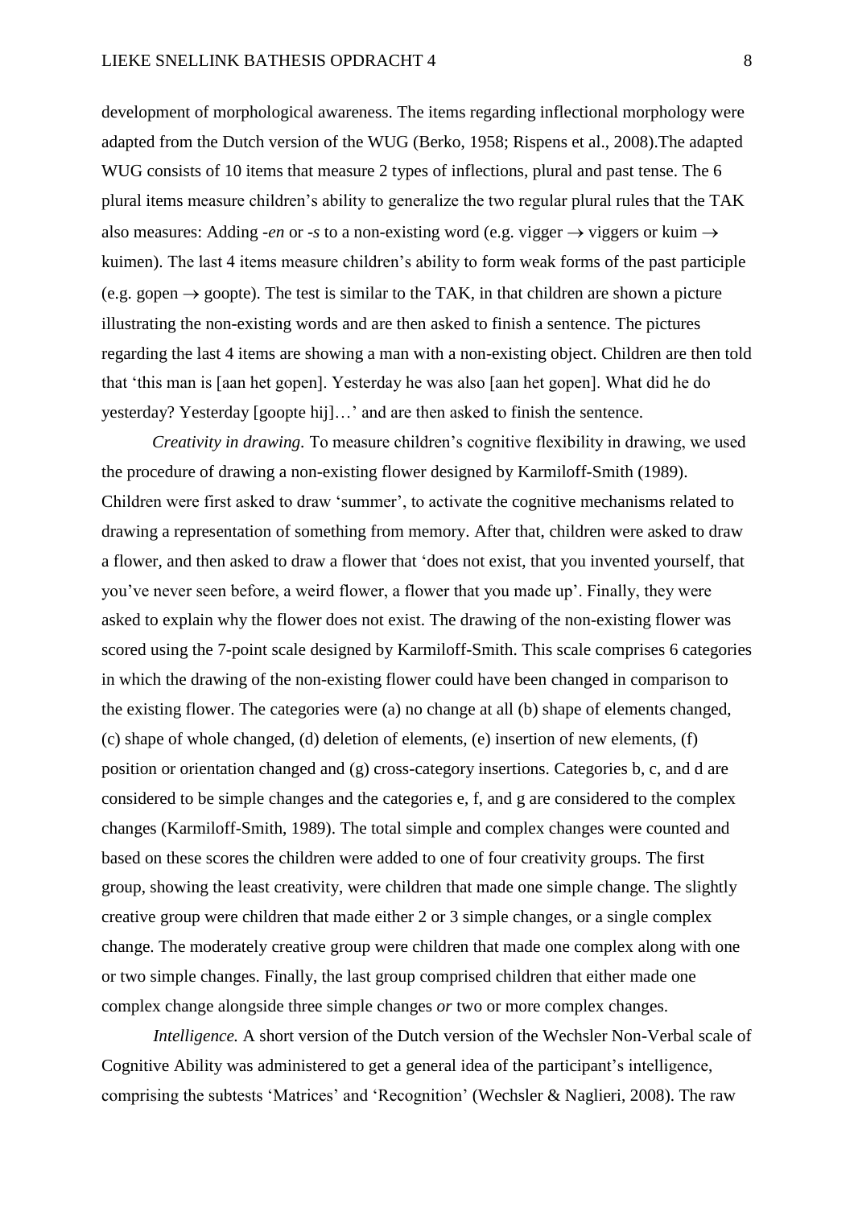development of morphological awareness. The items regarding inflectional morphology were adapted from the Dutch version of the WUG (Berko, 1958; Rispens et al., 2008).The adapted WUG consists of 10 items that measure 2 types of inflections, plural and past tense. The 6 plural items measure children's ability to generalize the two regular plural rules that the TAK also measures: Adding *-en* or *-s* to a non-existing word (e.g. vigger → viggers or kuim → kuimen). The last 4 items measure children's ability to form weak forms of the past participle (e.g. gopen → goopte). The test is similar to the TAK, in that children are shown a picture illustrating the non-existing words and are then asked to finish a sentence. The pictures regarding the last 4 items are showing a man with a non-existing object. Children are then told that 'this man is [aan het gopen]. Yesterday he was also [aan het gopen]. What did he do yesterday? Yesterday [goopte hij]…' and are then asked to finish the sentence.

*Creativity in drawing.* To measure children's cognitive flexibility in drawing, we used the procedure of drawing a non-existing flower designed by Karmiloff-Smith (1989). Children were first asked to draw 'summer', to activate the cognitive mechanisms related to drawing a representation of something from memory. After that, children were asked to draw a flower, and then asked to draw a flower that 'does not exist, that you invented yourself, that you've never seen before, a weird flower, a flower that you made up'. Finally, they were asked to explain why the flower does not exist. The drawing of the non-existing flower was scored using the 7-point scale designed by Karmiloff-Smith. This scale comprises 6 categories in which the drawing of the non-existing flower could have been changed in comparison to the existing flower. The categories were (a) no change at all (b) shape of elements changed, (c) shape of whole changed, (d) deletion of elements, (e) insertion of new elements, (f) position or orientation changed and (g) cross-category insertions. Categories b, c, and d are considered to be simple changes and the categories e, f, and g are considered to the complex changes (Karmiloff-Smith, 1989). The total simple and complex changes were counted and based on these scores the children were added to one of four creativity groups. The first group, showing the least creativity, were children that made one simple change. The slightly creative group were children that made either 2 or 3 simple changes, or a single complex change. The moderately creative group were children that made one complex along with one or two simple changes. Finally, the last group comprised children that either made one complex change alongside three simple changes *or* two or more complex changes.

*Intelligence.* A short version of the Dutch version of the Wechsler Non-Verbal scale of Cognitive Ability was administered to get a general idea of the participant's intelligence, comprising the subtests 'Matrices' and 'Recognition' (Wechsler & Naglieri, 2008). The raw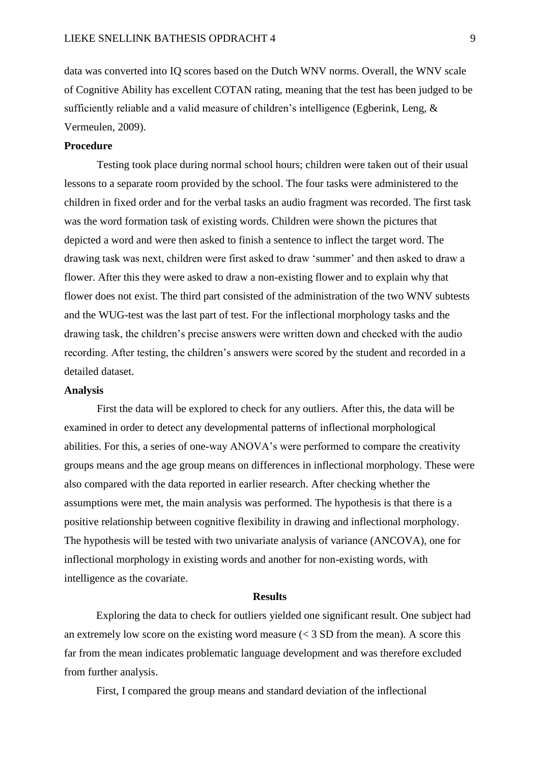data was converted into IQ scores based on the Dutch WNV norms. Overall, the WNV scale of Cognitive Ability has excellent COTAN rating, meaning that the test has been judged to be sufficiently reliable and a valid measure of children's intelligence (Egberink, Leng, & Vermeulen, 2009).

**Procedure**

Testing took place during normal school hours; children were taken out of their usual lessons to a separate room provided by the school. The four tasks were administered to the children in fixed order and for the verbal tasks an audio fragment was recorded. The first task was the word formation task of existing words. Children were shown the pictures that depicted a word and were then asked to finish a sentence to inflect the target word. The drawing task was next, children were first asked to draw 'summer' and then asked to draw a flower. After this they were asked to draw a non-existing flower and to explain why that flower does not exist. The third part consisted of the administration of the two WNV subtests and the WUG-test was the last part of test. For the inflectional morphology tasks and the drawing task, the children's precise answers were written down and checked with the audio recording. After testing, the children's answers were scored by the student and recorded in a detailed dataset.

**Analysis**

First the data will be explored to check for any outliers. After this, the data will be examined in order to detect any developmental patterns of inflectional morphological abilities. For this, a series of one-way ANOVA's were performed to compare the creativity groups means and the age group means on differences in inflectional morphology. These were also compared with the data reported in earlier research. After checking whether the assumptions were met, the main analysis was performed. The hypothesis is that there is a positive relationship between cognitive flexibility in drawing and inflectional morphology. The hypothesis will be tested with two univariate analysis of variance (ANCOVA), one for inflectional morphology in existing words and another for non-existing words, with intelligence as the covariate.

## Results

Exploring the data to check for outliers yielded one significant result. One subject had an extremely low score on the existing word measure ($< 3$ SD from the mean). A score this far from the mean indicates problematic language development and was therefore excluded from further analysis.

First, I compared the group means and standard deviation of the inflectional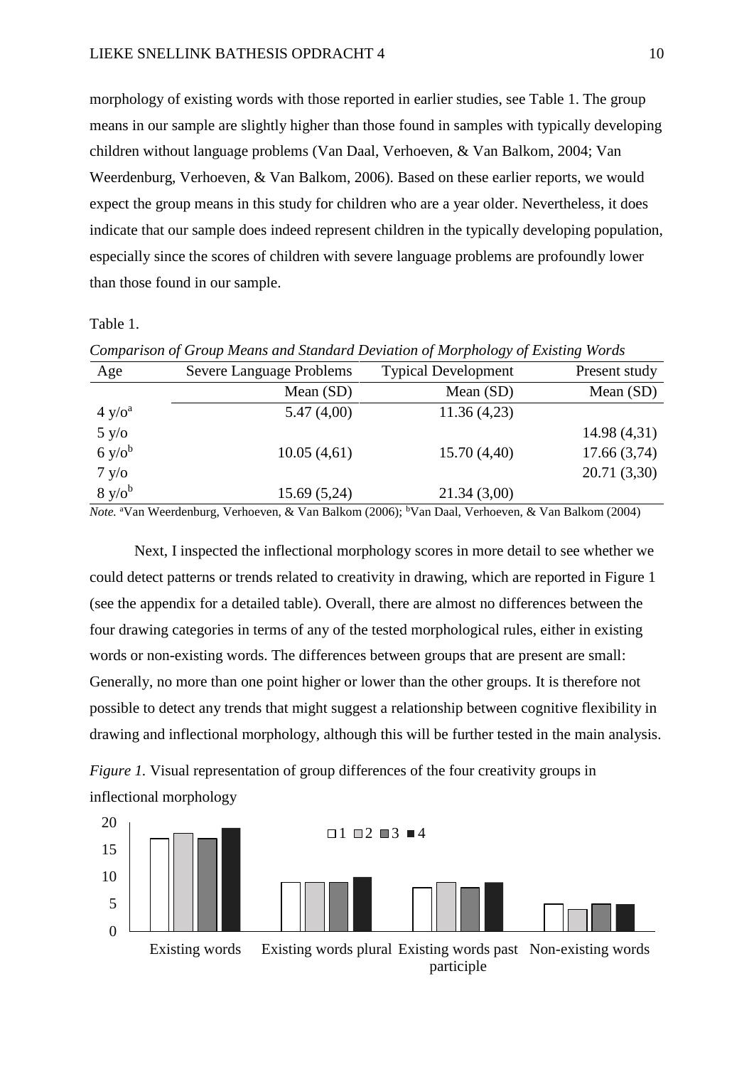morphology of existing words with those reported in earlier studies, see Table 1. The group means in our sample are slightly higher than those found in samples with typically developing children without language problems (Van Daal, Verhoeven, & Van Balkom, 2004; Van Weerdenburg, Verhoeven, & Van Balkom, 2006). Based on these earlier reports, we would expect the group means in this study for children who are a year older. Nevertheless, it does indicate that our sample does indeed represent children in the typically developing population, especially since the scores of children with severe language problems are profoundly lower than those found in our sample.

Table 1.

*Comparison of Group Means and Standard Deviation of Morphology of Existing Words*

| Age | Severe Language Problems | Typical Development | Present study |
|---|---|---|---|
| | Mean (SD) | Mean (SD) | Mean (SD) |
| 4 y/o[a] | 5.47 (4,00) | 11.36 (4,23) | |
| 5 y/o | | | 14.98 (4,31) |
| 6 y/o[b] | 10.05 (4,61) | 15.70 (4,40) | 17.66 (3,74) |
| 7 y/o | | | 20.71 (3,30) |
| 8 y/o[b] | 15.69 (5,24) | 21.34 (3,00) | |

*Note.* [a]Van Weerdenburg, Verhoeven, & Van Balkom (2006); [b]Van Daal, Verhoeven, & Van Balkom (2004)

Next, I inspected the inflectional morphology scores in more detail to see whether we could detect patterns or trends related to creativity in drawing, which are reported in Figure 1 (see the appendix for a detailed table). Overall, there are almost no differences between the four drawing categories in terms of any of the tested morphological rules, either in existing words or non-existing words. The differences between groups that are present are small: Generally, no more than one point higher or lower than the other groups. It is therefore not possible to detect any trends that might suggest a relationship between cognitive flexibility in drawing and inflectional morphology, although this will be further tested in the main analysis.

*Figure 1.* Visual representation of group differences of the four creativity groups in inflectional morphology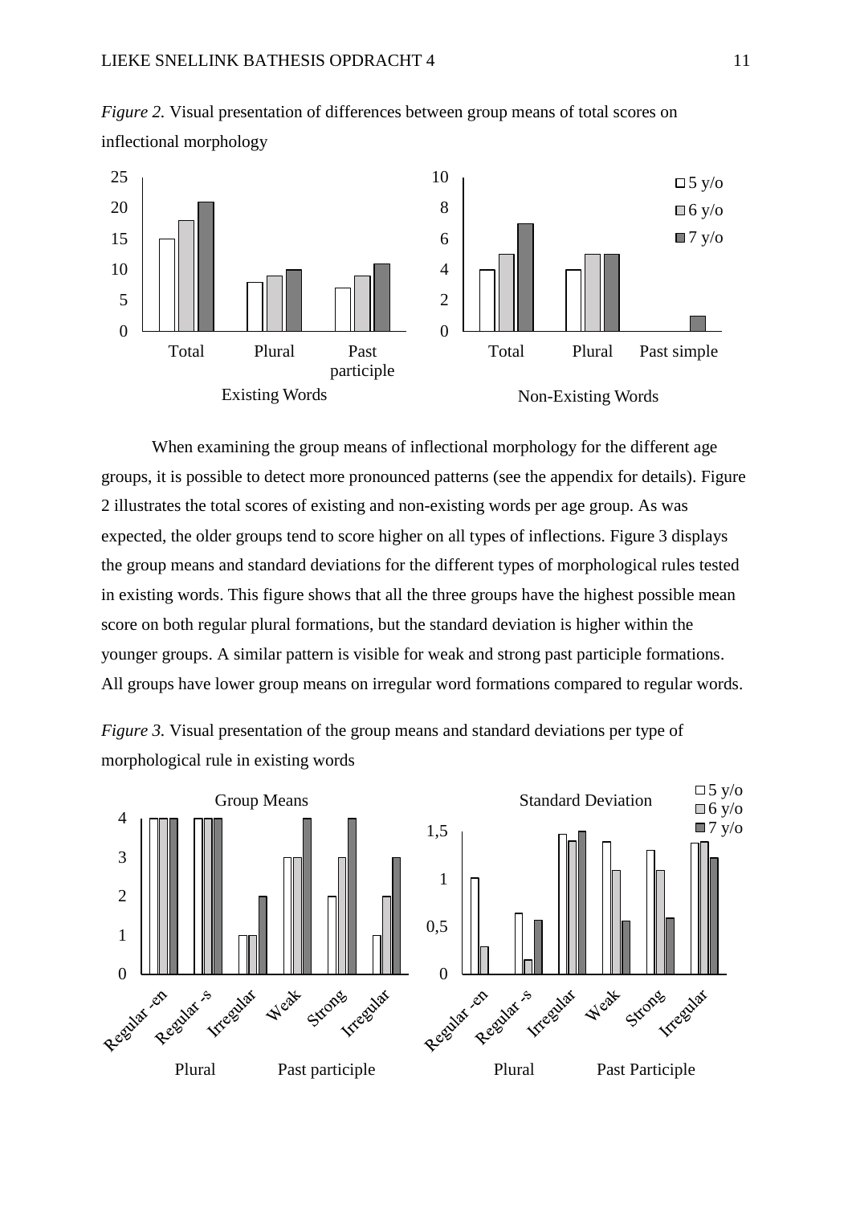*Figure 2.* Visual presentation of differences between group means of total scores on inflectional morphology

When examining the group means of inflectional morphology for the different age groups, it is possible to detect more pronounced patterns (see the appendix for details). Figure 2 illustrates the total scores of existing and non-existing words per age group. As was expected, the older groups tend to score higher on all types of inflections. Figure 3 displays the group means and standard deviations for the different types of morphological rules tested in existing words. This figure shows that all the three groups have the highest possible mean score on both regular plural formations, but the standard deviation is higher within the younger groups. A similar pattern is visible for weak and strong past participle formations. All groups have lower group means on irregular word formations compared to regular words.

*Figure 3.* Visual presentation of the group means and standard deviations per type of morphological rule in existing words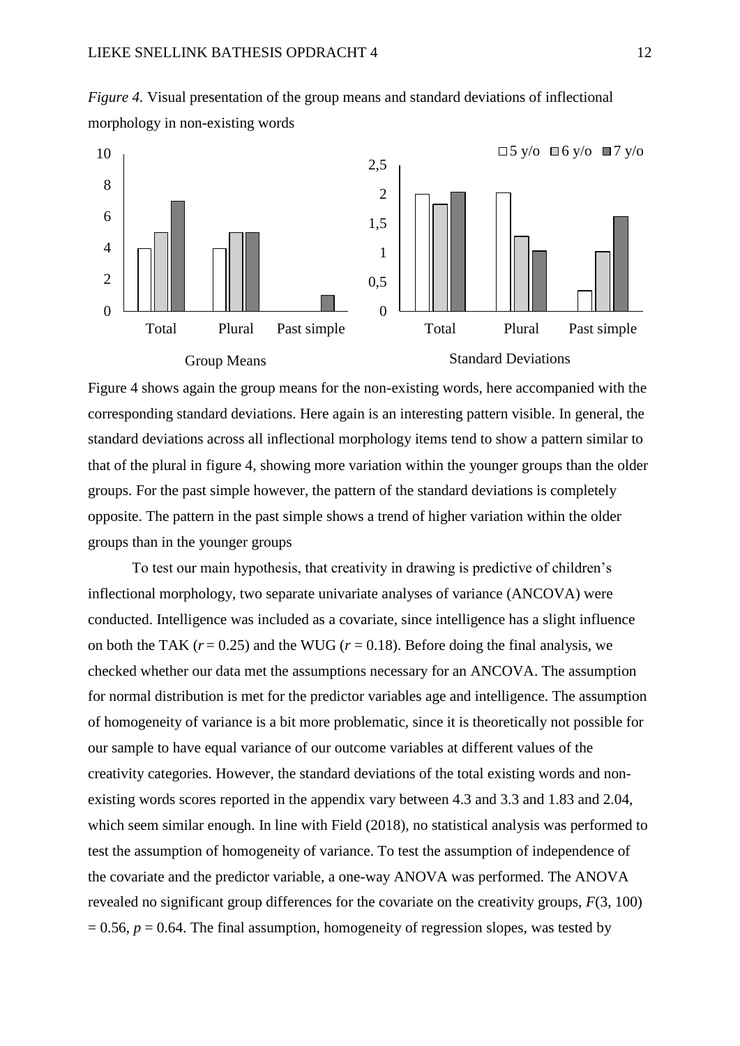*Figure 4.* Visual presentation of the group means and standard deviations of inflectional morphology in non-existing words

Figure 4 shows again the group means for the non-existing words, here accompanied with the corresponding standard deviations. Here again is an interesting pattern visible. In general, the standard deviations across all inflectional morphology items tend to show a pattern similar to that of the plural in figure 4, showing more variation within the younger groups than the older groups. For the past simple however, the pattern of the standard deviations is completely opposite. The pattern in the past simple shows a trend of higher variation within the older groups than in the younger groups

To test our main hypothesis, that creativity in drawing is predictive of children's inflectional morphology, two separate univariate analyses of variance (ANCOVA) were conducted. Intelligence was included as a covariate, since intelligence has a slight influence on both the TAK ($r = 0.25$) and the WUG ($r = 0.18$). Before doing the final analysis, we checked whether our data met the assumptions necessary for an ANCOVA. The assumption for normal distribution is met for the predictor variables age and intelligence. The assumption of homogeneity of variance is a bit more problematic, since it is theoretically not possible for our sample to have equal variance of our outcome variables at different values of the creativity categories. However, the standard deviations of the total existing words and non-existing words scores reported in the appendix vary between 4.3 and 3.3 and 1.83 and 2.04, which seem similar enough. In line with Field (2018), no statistical analysis was performed to test the assumption of homogeneity of variance. To test the assumption of independence of the covariate and the predictor variable, a one-way ANOVA was performed. The ANOVA revealed no significant group differences for the covariate on the creativity groups, $F(3, 100) = 0.56$, $p = 0.64$. The final assumption, homogeneity of regression slopes, was tested by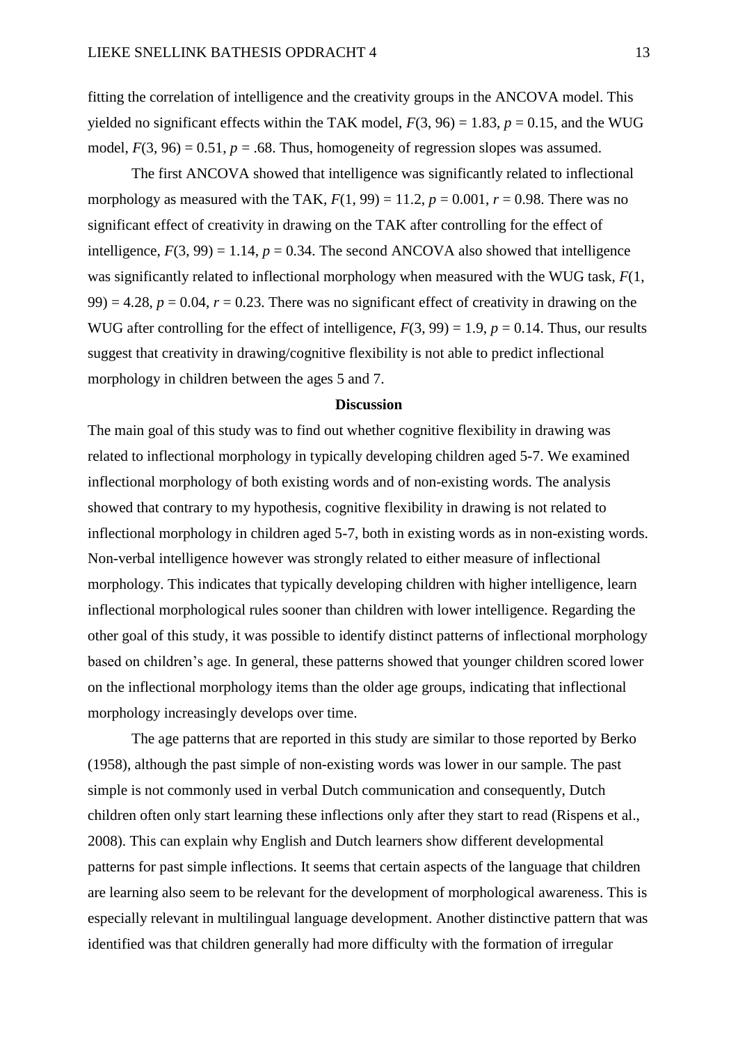fitting the correlation of intelligence and the creativity groups in the ANCOVA model. This yielded no significant effects within the TAK model, $F(3, 96) = 1.83$, $p = 0.15$, and the WUG model, $F(3, 96) = 0.51$, $p = .68$. Thus, homogeneity of regression slopes was assumed.

The first ANCOVA showed that intelligence was significantly related to inflectional morphology as measured with the TAK, $F(1, 99) = 11.2$, $p = 0.001$, $r = 0.98$. There was no significant effect of creativity in drawing on the TAK after controlling for the effect of intelligence, $F(3, 99) = 1.14$, $p = 0.34$. The second ANCOVA also showed that intelligence was significantly related to inflectional morphology when measured with the WUG task, $F(1, 99) = 4.28$, $p = 0.04$, $r = 0.23$. There was no significant effect of creativity in drawing on the WUG after controlling for the effect of intelligence, $F(3, 99) = 1.9$, $p = 0.14$. Thus, our results suggest that creativity in drawing/cognitive flexibility is not able to predict inflectional morphology in children between the ages 5 and 7.

## Discussion

The main goal of this study was to find out whether cognitive flexibility in drawing was related to inflectional morphology in typically developing children aged 5-7. We examined inflectional morphology of both existing words and of non-existing words. The analysis showed that contrary to my hypothesis, cognitive flexibility in drawing is not related to inflectional morphology in children aged 5-7, both in existing words as in non-existing words. Non-verbal intelligence however was strongly related to either measure of inflectional morphology. This indicates that typically developing children with higher intelligence, learn inflectional morphological rules sooner than children with lower intelligence. Regarding the other goal of this study, it was possible to identify distinct patterns of inflectional morphology based on children's age. In general, these patterns showed that younger children scored lower on the inflectional morphology items than the older age groups, indicating that inflectional morphology increasingly develops over time.

The age patterns that are reported in this study are similar to those reported by Berko (1958), although the past simple of non-existing words was lower in our sample. The past simple is not commonly used in verbal Dutch communication and consequently, Dutch children often only start learning these inflections only after they start to read (Rispens et al., 2008). This can explain why English and Dutch learners show different developmental patterns for past simple inflections. It seems that certain aspects of the language that children are learning also seem to be relevant for the development of morphological awareness. This is especially relevant in multilingual language development. Another distinctive pattern that was identified was that children generally had more difficulty with the formation of irregular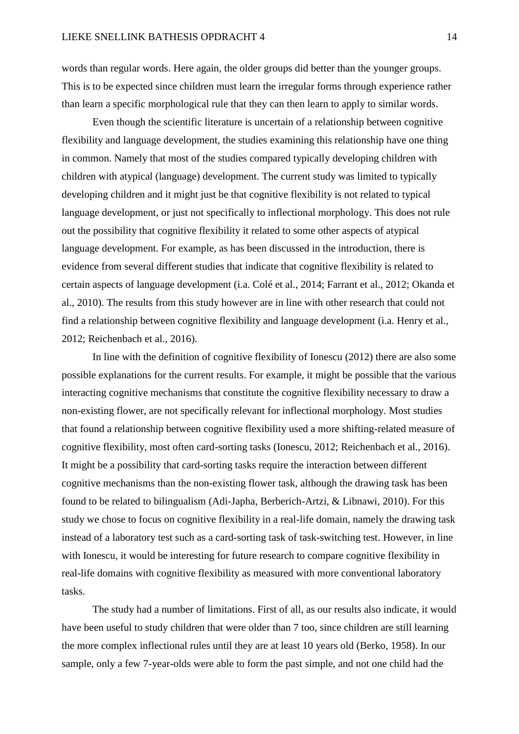words than regular words. Here again, the older groups did better than the younger groups. This is to be expected since children must learn the irregular forms through experience rather than learn a specific morphological rule that they can then learn to apply to similar words.

Even though the scientific literature is uncertain of a relationship between cognitive flexibility and language development, the studies examining this relationship have one thing in common. Namely that most of the studies compared typically developing children with children with atypical (language) development. The current study was limited to typically developing children and it might just be that cognitive flexibility is not related to typical language development, or just not specifically to inflectional morphology. This does not rule out the possibility that cognitive flexibility it related to some other aspects of atypical language development. For example, as has been discussed in the introduction, there is evidence from several different studies that indicate that cognitive flexibility is related to certain aspects of language development (i.a. Colé et al., 2014; Farrant et al., 2012; Okanda et al., 2010). The results from this study however are in line with other research that could not find a relationship between cognitive flexibility and language development (i.a. Henry et al., 2012; Reichenbach et al., 2016).

In line with the definition of cognitive flexibility of Ionescu (2012) there are also some possible explanations for the current results. For example, it might be possible that the various interacting cognitive mechanisms that constitute the cognitive flexibility necessary to draw a non-existing flower, are not specifically relevant for inflectional morphology. Most studies that found a relationship between cognitive flexibility used a more shifting-related measure of cognitive flexibility, most often card-sorting tasks (Ionescu, 2012; Reichenbach et al., 2016). It might be a possibility that card-sorting tasks require the interaction between different cognitive mechanisms than the non-existing flower task, although the drawing task has been found to be related to bilingualism (Adi-Japha, Berberich-Artzi, & Libnawi, 2010). For this study we chose to focus on cognitive flexibility in a real-life domain, namely the drawing task instead of a laboratory test such as a card-sorting task of task-switching test. However, in line with Ionescu, it would be interesting for future research to compare cognitive flexibility in real-life domains with cognitive flexibility as measured with more conventional laboratory tasks.

The study had a number of limitations. First of all, as our results also indicate, it would have been useful to study children that were older than 7 too, since children are still learning the more complex inflectional rules until they are at least 10 years old (Berko, 1958). In our sample, only a few 7-year-olds were able to form the past simple, and not one child had the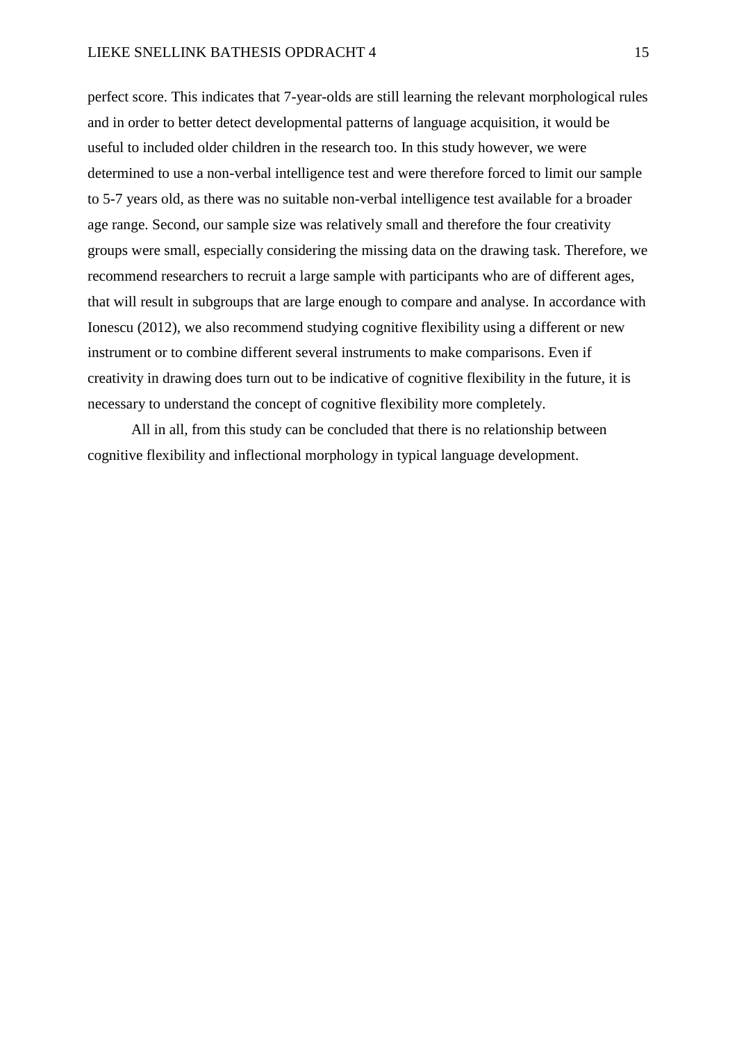perfect score. This indicates that 7-year-olds are still learning the relevant morphological rules and in order to better detect developmental patterns of language acquisition, it would be useful to included older children in the research too. In this study however, we were determined to use a non-verbal intelligence test and were therefore forced to limit our sample to 5-7 years old, as there was no suitable non-verbal intelligence test available for a broader age range. Second, our sample size was relatively small and therefore the four creativity groups were small, especially considering the missing data on the drawing task. Therefore, we recommend researchers to recruit a large sample with participants who are of different ages, that will result in subgroups that are large enough to compare and analyse. In accordance with Ionescu (2012), we also recommend studying cognitive flexibility using a different or new instrument or to combine different several instruments to make comparisons. Even if creativity in drawing does turn out to be indicative of cognitive flexibility in the future, it is necessary to understand the concept of cognitive flexibility more completely.

All in all, from this study can be concluded that there is no relationship between cognitive flexibility and inflectional morphology in typical language development.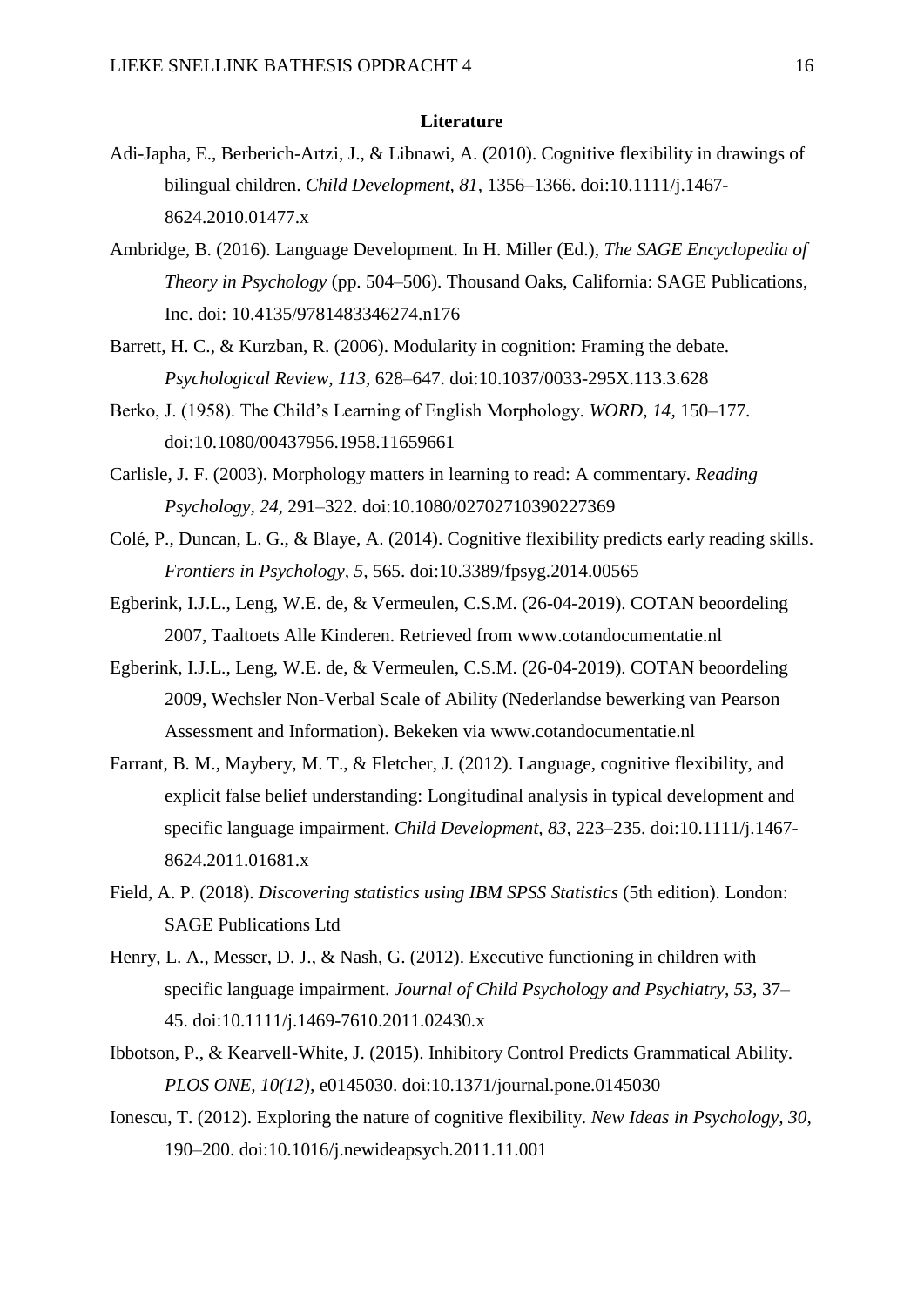**Literature**

Adi-Japha, E., Berberich-Artzi, J., & Libnawi, A. (2010). Cognitive flexibility in drawings of bilingual children. *Child Development, 81,* 1356–1366. doi:10.1111/j.1467-8624.2010.01477.x

Ambridge, B. (2016). Language Development. In H. Miller (Ed.), *The SAGE Encyclopedia of Theory in Psychology* (pp. 504–506). Thousand Oaks, California: SAGE Publications, Inc. doi: 10.4135/9781483346274.n176

Barrett, H. C., & Kurzban, R. (2006). Modularity in cognition: Framing the debate. *Psychological Review, 113,* 628–647. doi:10.1037/0033-295X.113.3.628

Berko, J. (1958). The Child's Learning of English Morphology. *WORD, 14,* 150–177. doi:10.1080/00437956.1958.11659661

Carlisle, J. F. (2003). Morphology matters in learning to read: A commentary. *Reading Psychology, 24,* 291–322. doi:10.1080/02702710390227369

Colé, P., Duncan, L. G., & Blaye, A. (2014). Cognitive flexibility predicts early reading skills. *Frontiers in Psychology, 5,* 565. doi:10.3389/fpsyg.2014.00565

Egberink, I.J.L., Leng, W.E. de, & Vermeulen, C.S.M. (26-04-2019). COTAN beoordeling 2007, Taaltoets Alle Kinderen. Retrieved from www.cotandocumentatie.nl

Egberink, I.J.L., Leng, W.E. de, & Vermeulen, C.S.M. (26-04-2019). COTAN beoordeling 2009, Wechsler Non-Verbal Scale of Ability (Nederlandse bewerking van Pearson Assessment and Information). Bekeken via www.cotandocumentatie.nl

Farrant, B. M., Maybery, M. T., & Fletcher, J. (2012). Language, cognitive flexibility, and explicit false belief understanding: Longitudinal analysis in typical development and specific language impairment. *Child Development, 83,* 223–235. doi:10.1111/j.1467-8624.2011.01681.x

Field, A. P. (2018). *Discovering statistics using IBM SPSS Statistics* (5th edition). London: SAGE Publications Ltd

Henry, L. A., Messer, D. J., & Nash, G. (2012). Executive functioning in children with specific language impairment. *Journal of Child Psychology and Psychiatry, 53,* 37–45. doi:10.1111/j.1469-7610.2011.02430.x

Ibbotson, P., & Kearvell-White, J. (2015). Inhibitory Control Predicts Grammatical Ability. *PLOS ONE, 10(12),* e0145030. doi:10.1371/journal.pone.0145030

Ionescu, T. (2012). Exploring the nature of cognitive flexibility. *New Ideas in Psychology, 30,* 190–200. doi:10.1016/j.newideapsych.2011.11.001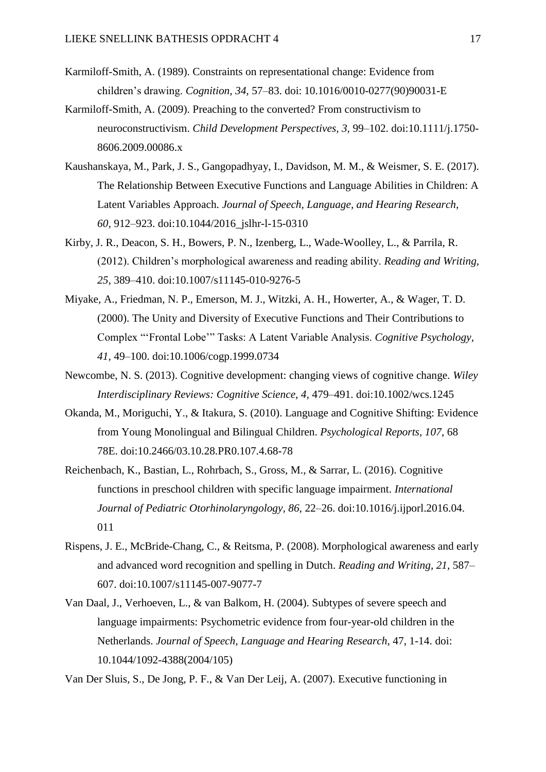Karmiloff-Smith, A. (1989). Constraints on representational change: Evidence from children's drawing. *Cognition, 34,* 57–83. doi: 10.1016/0010-0277(90)90031-E

Karmiloff-Smith, A. (2009). Preaching to the converted? From constructivism to neuroconstructivism. *Child Development Perspectives, 3,* 99–102. doi:10.1111/j.1750-8606.2009.00086.x

Kaushanskaya, M., Park, J. S., Gangopadhyay, I., Davidson, M. M., & Weismer, S. E. (2017). The Relationship Between Executive Functions and Language Abilities in Children: A Latent Variables Approach. *Journal of Speech, Language, and Hearing Research, 60,* 912–923. doi:10.1044/2016_jslhr-l-15-0310

Kirby, J. R., Deacon, S. H., Bowers, P. N., Izenberg, L., Wade-Woolley, L., & Parrila, R. (2012). Children's morphological awareness and reading ability. *Reading and Writing, 25,* 389–410. doi:10.1007/s11145-010-9276-5

Miyake, A., Friedman, N. P., Emerson, M. J., Witzki, A. H., Howerter, A., & Wager, T. D. (2000). The Unity and Diversity of Executive Functions and Their Contributions to Complex "'Frontal Lobe'" Tasks: A Latent Variable Analysis. *Cognitive Psychology, 41,* 49–100. doi:10.1006/cogp.1999.0734

Newcombe, N. S. (2013). Cognitive development: changing views of cognitive change. *Wiley Interdisciplinary Reviews: Cognitive Science, 4,* 479–491. doi:10.1002/wcs.1245

Okanda, M., Moriguchi, Y., & Itakura, S. (2010). Language and Cognitive Shifting: Evidence from Young Monolingual and Bilingual Children. *Psychological Reports, 107,* 68 78E. doi:10.2466/03.10.28.PR0.107.4.68-78

Reichenbach, K., Bastian, L., Rohrbach, S., Gross, M., & Sarrar, L. (2016). Cognitive functions in preschool children with specific language impairment. *International Journal of Pediatric Otorhinolaryngology, 86,* 22–26. doi:10.1016/j.ijporl.2016.04. 011

Rispens, J. E., McBride-Chang, C., & Reitsma, P. (2008). Morphological awareness and early and advanced word recognition and spelling in Dutch. *Reading and Writing, 21,* 587–607. doi:10.1007/s11145-007-9077-7

Van Daal, J., Verhoeven, L., & van Balkom, H. (2004). Subtypes of severe speech and language impairments: Psychometric evidence from four-year-old children in the Netherlands. *Journal of Speech, Language and Hearing Research*, 47, 1-14. doi: 10.1044/1092-4388(2004/105)

Van Der Sluis, S., De Jong, P. F., & Van Der Leij, A. (2007). Executive functioning in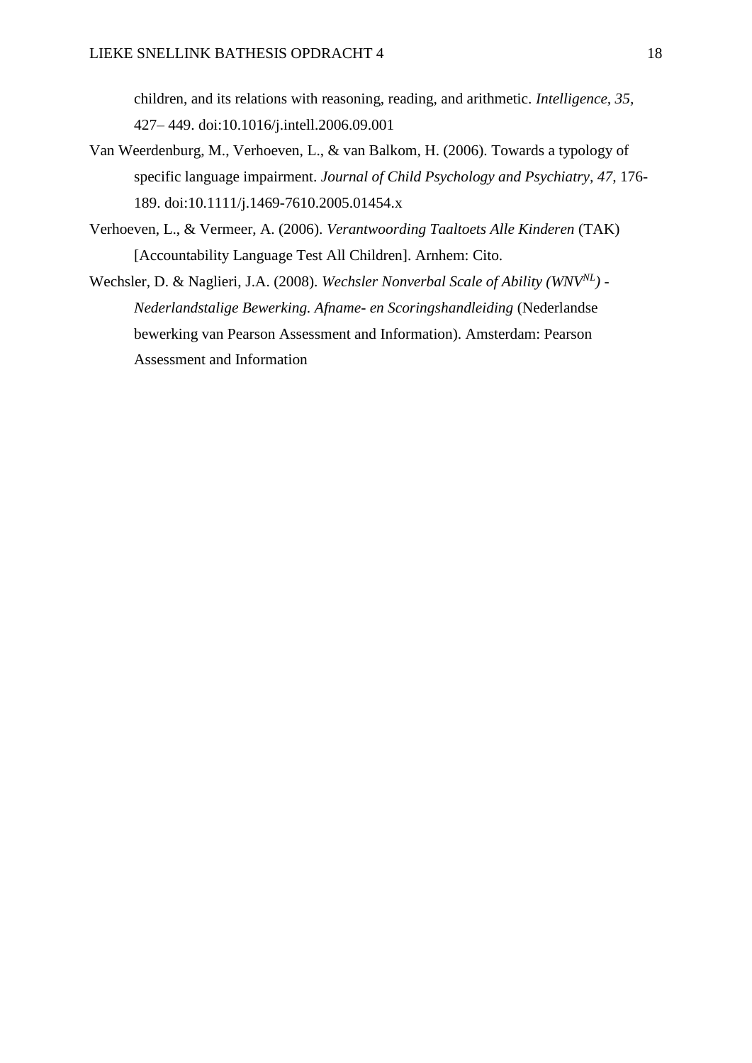children, and its relations with reasoning, reading, and arithmetic. *Intelligence, 35,* 427– 449. doi:10.1016/j.intell.2006.09.001

Van Weerdenburg, M., Verhoeven, L., & van Balkom, H. (2006). Towards a typology of specific language impairment. *Journal of Child Psychology and Psychiatry, 47,* 176-189. doi:10.1111/j.1469-7610.2005.01454.x

Verhoeven, L., & Vermeer, A. (2006). *Verantwoording Taaltoets Alle Kinderen* (TAK) [Accountability Language Test All Children]. Arnhem: Cito.

Wechsler, D. & Naglieri, J.A. (2008). *Wechsler Nonverbal Scale of Ability (WNV$^{NL}$) - Nederlandstalige Bewerking. Afname- en Scoringshandleiding* (Nederlandse bewerking van Pearson Assessment and Information). Amsterdam: Pearson Assessment and Information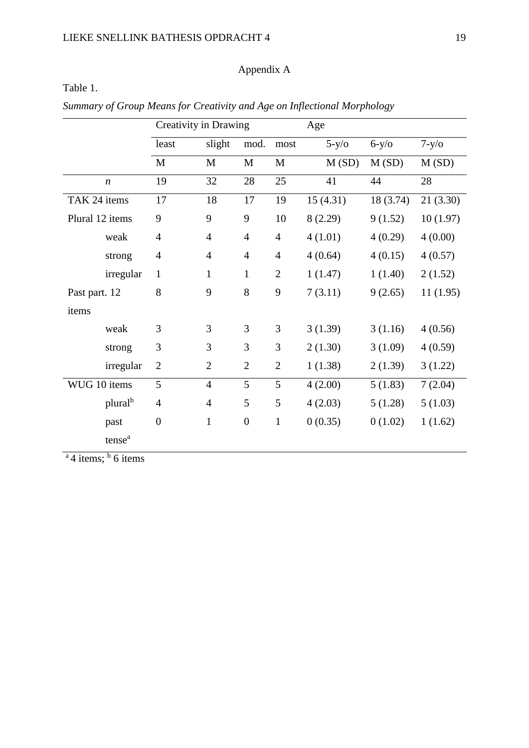Appendix A

Table 1.

*Summary of Group Means for Creativity and Age on Inflectional Morphology*

| | Creativity in Drawing | | | | Age | | |
|---|---|---|---|---|---|---|---|
| | least | slight | mod. | most | 5-y/o | 6-y/o | 7-y/o |
| | M | M | M | M | M (SD) | M (SD) | M (SD) |
| *n* | 19 | 32 | 28 | 25 | 41 | 44 | 28 |
| TAK 24 items | 17 | 18 | 17 | 19 | 15 (4.31) | 18 (3.74) | 21 (3.30) |
| Plural 12 items | 9 | 9 | 9 | 10 | 8 (2.29) | 9 (1.52) | 10 (1.97) |
| weak | 4 | 4 | 4 | 4 | 4 (1.01) | 4 (0.29) | 4 (0.00) |
| strong | 4 | 4 | 4 | 4 | 4 (0.64) | 4 (0.15) | 4 (0.57) |
| irregular | 1 | 1 | 1 | 2 | 1 (1.47) | 1 (1.40) | 2 (1.52) |
| Past part. 12 items | 8 | 9 | 8 | 9 | 7 (3.11) | 9 (2.65) | 11 (1.95) |
| weak | 3 | 3 | 3 | 3 | 3 (1.39) | 3 (1.16) | 4 (0.56) |
| strong | 3 | 3 | 3 | 3 | 2 (1.30) | 3 (1.09) | 4 (0.59) |
| irregular | 2 | 2 | 2 | 2 | 1 (1.38) | 2 (1.39) | 3 (1.22) |
| WUG 10 items | 5 | 4 | 5 | 5 | 4 (2.00) | 5 (1.83) | 7 (2.04) |
| plural[b] | 4 | 4 | 5 | 5 | 4 (2.03) | 5 (1.28) | 5 (1.03) |
| past tense[a] | 0 | 1 | 0 | 1 | 0 (0.35) | 0 (1.02) | 1 (1.62) |

[a] 4 items; [b] 6 items